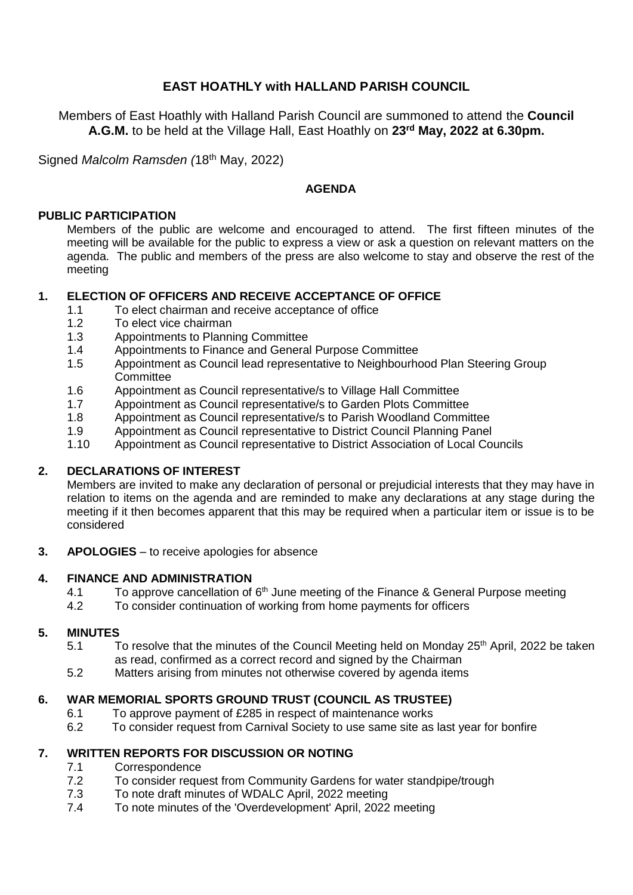# EAST HOATHLY with HALLAND PARISH COUNCIL

Members of East Hoathly with Halland Parish Council are summoned to attend the **Council A.G.M.** to be held at the Village Hall, East Hoathly on **23rd May, 2022 at 6.30pm.**

Signed *Malcolm Ramsden (*18th May, 2022)

## AGENDA

### PUBLIC PARTICIPATION

Members of the public are welcome and encouraged to attend. The first fifteen minutes of the meeting will be available for the public to express a view or ask a question on relevant matters on the agenda. The public and members of the press are also welcome to stay and observe the rest of the meeting

### 1. ELECTION OF OFFICERS AND RECEIVE ACCEPTANCE OF OFFICE

- 1.1 To elect chairman and receive acceptance of office
- 1.2 To elect vice chairman
- 1.3 Appointments to Planning Committee
- 1.4 Appointments to Finance and General Purpose Committee
- 1.5 Appointment as Council lead representative to Neighbourhood Plan Steering Group Committee
- 1.6 Appointment as Council representative/s to Village Hall Committee
- 1.7 Appointment as Council representative/s to Garden Plots Committee
- 1.8 Appointment as Council representative/s to Parish Woodland Committee
- 1.9 Appointment as Council representative to District Council Planning Panel
- 1.10 Appointment as Council representative to District Association of Local Councils

### 2. DECLARATIONS OF INTEREST

Members are invited to make any declaration of personal or prejudicial interests that they may have in relation to items on the agenda and are reminded to make any declarations at any stage during the meeting if it then becomes apparent that this may be required when a particular item or issue is to be considered

### 3. APOLOGIES – to receive apologies for absence

### 4. FINANCE AND ADMINISTRATION

- 4.1 To approve cancellation of 6th June meeting of the Finance & General Purpose meeting
- 4.2 To consider continuation of working from home payments for officers

### 5. MINUTES

- 5.1 To resolve that the minutes of the Council Meeting held on Monday 25th April, 2022 be taken as read, confirmed as a correct record and signed by the Chairman
- 5.2 Matters arising from minutes not otherwise covered by agenda items

### 6. WAR MEMORIAL SPORTS GROUND TRUST (COUNCIL AS TRUSTEE)

- 6.1 To approve payment of £285 in respect of maintenance works
- 6.2 To consider request from Carnival Society to use same site as last year for bonfire

### 7. WRITTEN REPORTS FOR DISCUSSION OR NOTING

- 7.1 Correspondence
- 7.2 To consider request from Community Gardens for water standpipe/trough
- 7.3 To note draft minutes of WDALC April, 2022 meeting
- 7.4 To note minutes of the 'Overdevelopment' April, 2022 meeting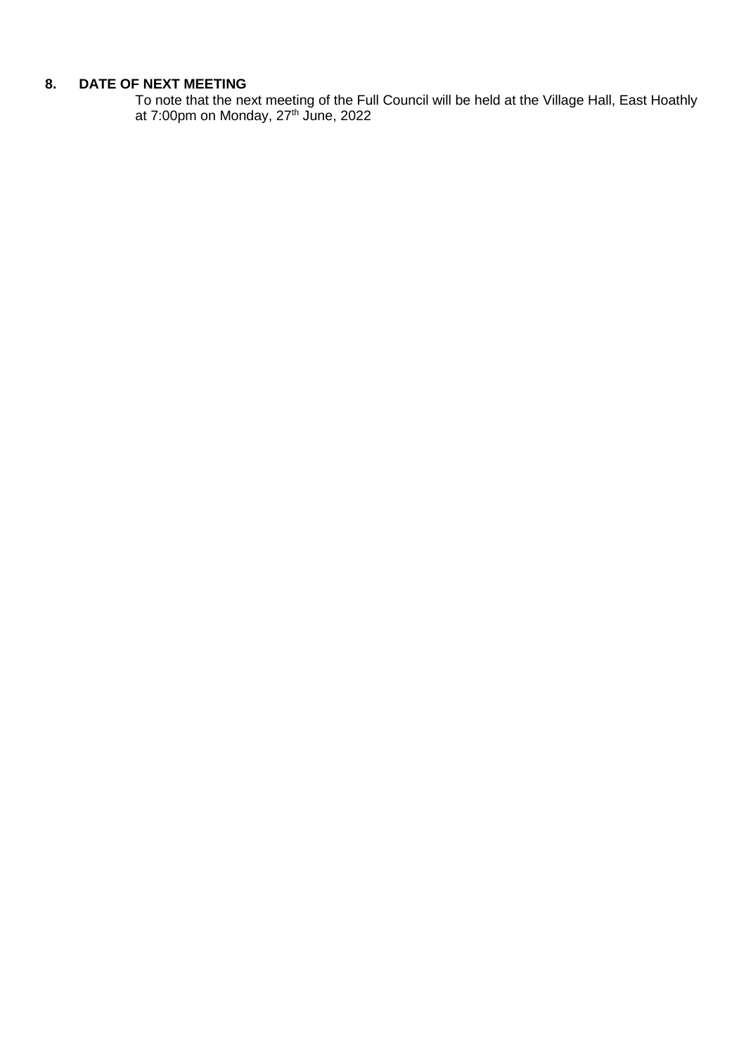**8. DATE OF NEXT MEETING**

To note that the next meeting of the Full Council will be held at the Village Hall, East Hoathly at 7:00pm on Monday, 27th June, 2022